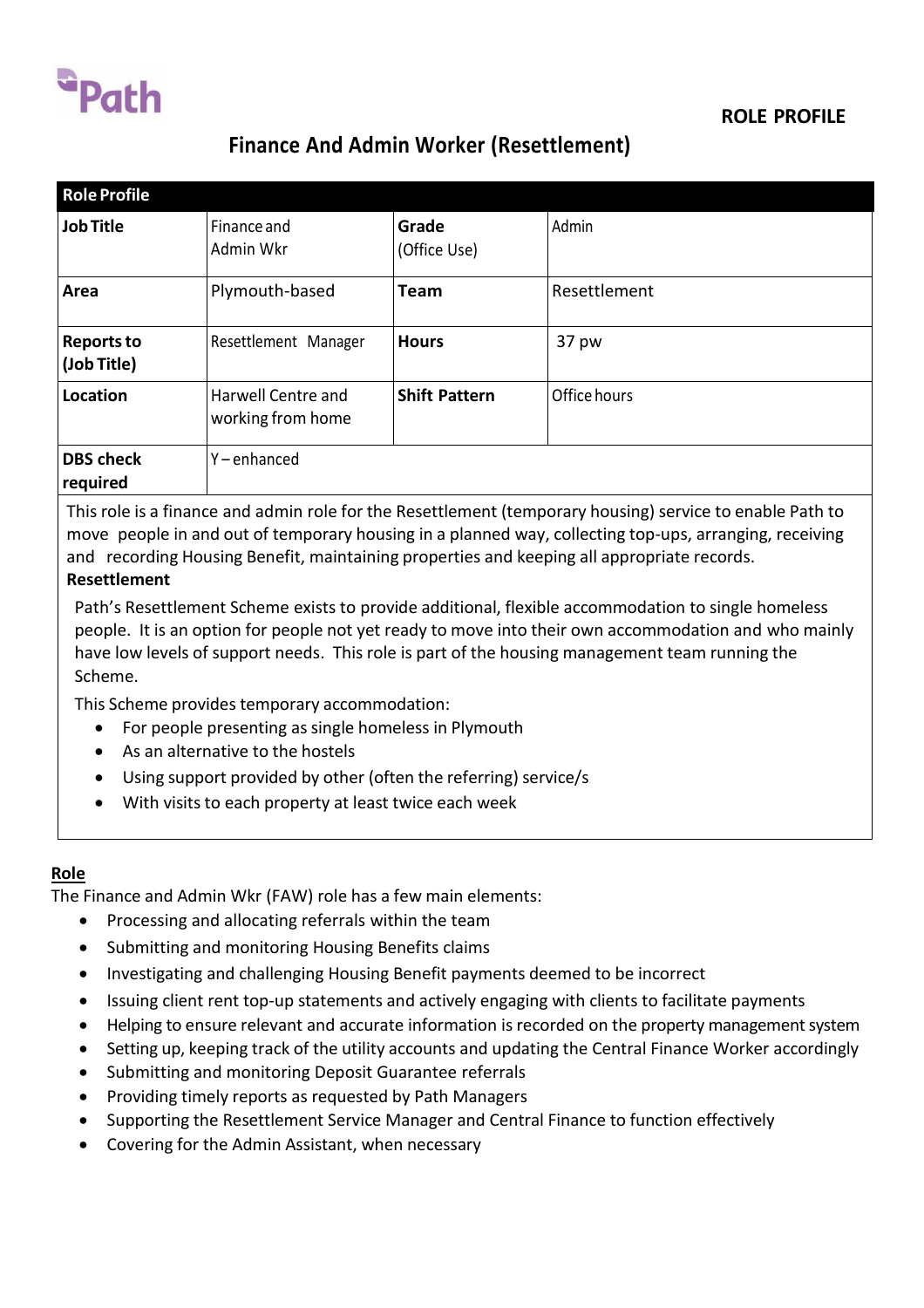Path

**ROLE PROFILE**

# Finance And Admin Worker (Resettlement)

| Role Profile | | | |
|---|---|---|---|
| **Job Title** | Finance and Admin Wkr | **Grade** (Office Use) | Admin |
| **Area** | Plymouth-based | **Team** | Resettlement |
| **Reports to (Job Title)** | Resettlement Manager | **Hours** | 37 pw |
| **Location** | Harwell Centre and working from home | **Shift Pattern** | Office hours |
| **DBS check required** | Y – enhanced | | |

This role is a finance and admin role for the Resettlement (temporary housing) service to enable Path to move people in and out of temporary housing in a planned way, collecting top-ups, arranging, receiving and recording Housing Benefit, maintaining properties and keeping all appropriate records.

**Resettlement**

Path's Resettlement Scheme exists to provide additional, flexible accommodation to single homeless people. It is an option for people not yet ready to move into their own accommodation and who mainly have low levels of support needs. This role is part of the housing management team running the Scheme.

This Scheme provides temporary accommodation:

- For people presenting as single homeless in Plymouth
- As an alternative to the hostels
- Using support provided by other (often the referring) service/s
- With visits to each property at least twice each week

## Role

The Finance and Admin Wkr (FAW) role has a few main elements:

- Processing and allocating referrals within the team
- Submitting and monitoring Housing Benefits claims
- Investigating and challenging Housing Benefit payments deemed to be incorrect
- Issuing client rent top-up statements and actively engaging with clients to facilitate payments
- Helping to ensure relevant and accurate information is recorded on the property management system
- Setting up, keeping track of the utility accounts and updating the Central Finance Worker accordingly
- Submitting and monitoring Deposit Guarantee referrals
- Providing timely reports as requested by Path Managers
- Supporting the Resettlement Service Manager and Central Finance to function effectively
- Covering for the Admin Assistant, when necessary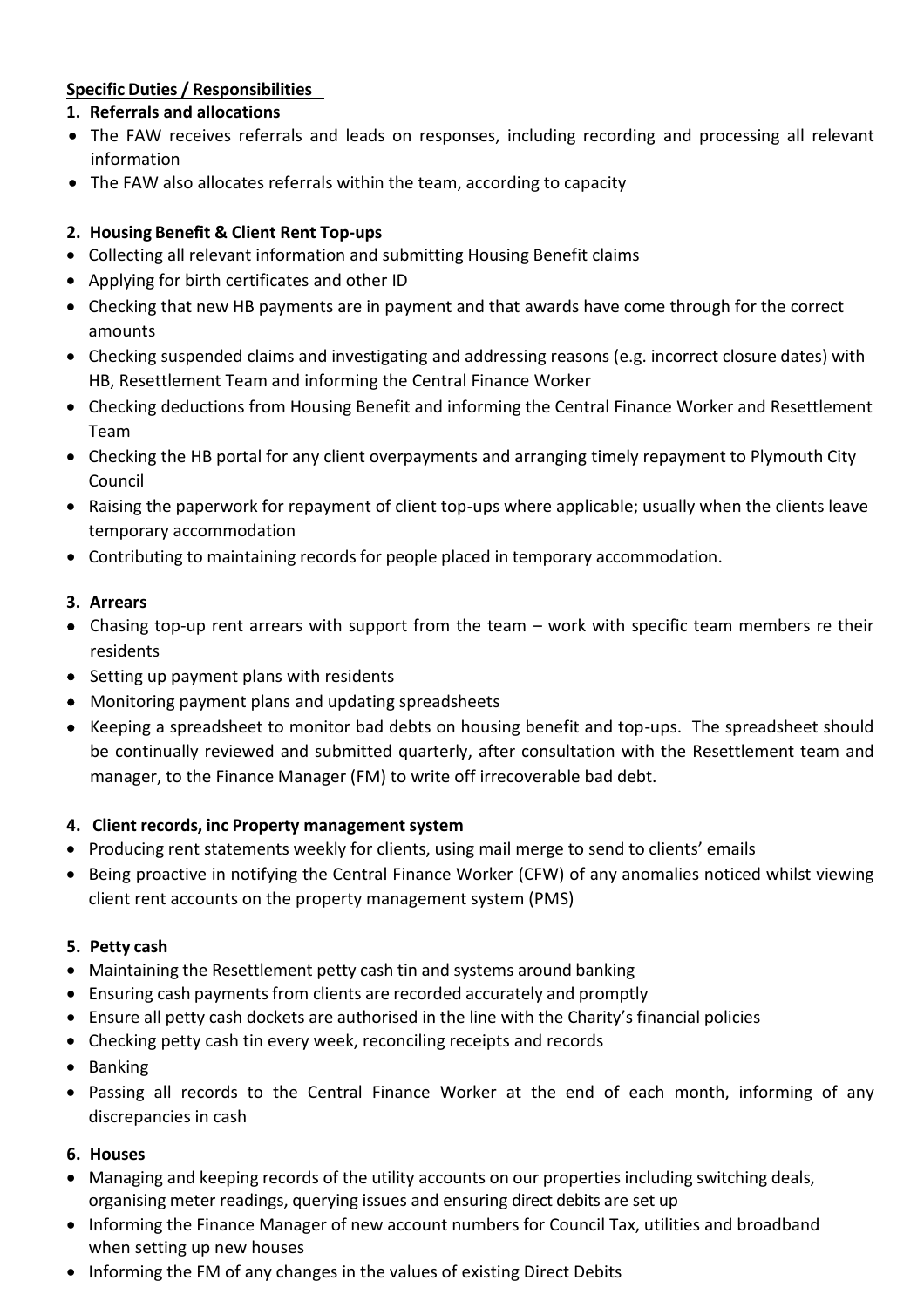**Specific Duties / Responsibilities**

1. **Referrals and allocations**

- The FAW receives referrals and leads on responses, including recording and processing all relevant information
- The FAW also allocates referrals within the team, according to capacity

2. **Housing Benefit & Client Rent Top-ups**

- Collecting all relevant information and submitting Housing Benefit claims
- Applying for birth certificates and other ID
- Checking that new HB payments are in payment and that awards have come through for the correct amounts
- Checking suspended claims and investigating and addressing reasons (e.g. incorrect closure dates) with HB, Resettlement Team and informing the Central Finance Worker
- Checking deductions from Housing Benefit and informing the Central Finance Worker and Resettlement Team
- Checking the HB portal for any client overpayments and arranging timely repayment to Plymouth City Council
- Raising the paperwork for repayment of client top-ups where applicable; usually when the clients leave temporary accommodation
- Contributing to maintaining records for people placed in temporary accommodation.

3. **Arrears**

- Chasing top-up rent arrears with support from the team – work with specific team members re their residents
- Setting up payment plans with residents
- Monitoring payment plans and updating spreadsheets
- Keeping a spreadsheet to monitor bad debts on housing benefit and top-ups. The spreadsheet should be continually reviewed and submitted quarterly, after consultation with the Resettlement team and manager, to the Finance Manager (FM) to write off irrecoverable bad debt.

4. **Client records, inc Property management system**

- Producing rent statements weekly for clients, using mail merge to send to clients' emails
- Being proactive in notifying the Central Finance Worker (CFW) of any anomalies noticed whilst viewing client rent accounts on the property management system (PMS)

5. **Petty cash**

- Maintaining the Resettlement petty cash tin and systems around banking
- Ensuring cash payments from clients are recorded accurately and promptly
- Ensure all petty cash dockets are authorised in the line with the Charity's financial policies
- Checking petty cash tin every week, reconciling receipts and records
- Banking
- Passing all records to the Central Finance Worker at the end of each month, informing of any discrepancies in cash

6. **Houses**

- Managing and keeping records of the utility accounts on our properties including switching deals, organising meter readings, querying issues and ensuring direct debits are set up
- Informing the Finance Manager of new account numbers for Council Tax, utilities and broadband when setting up new houses
- Informing the FM of any changes in the values of existing Direct Debits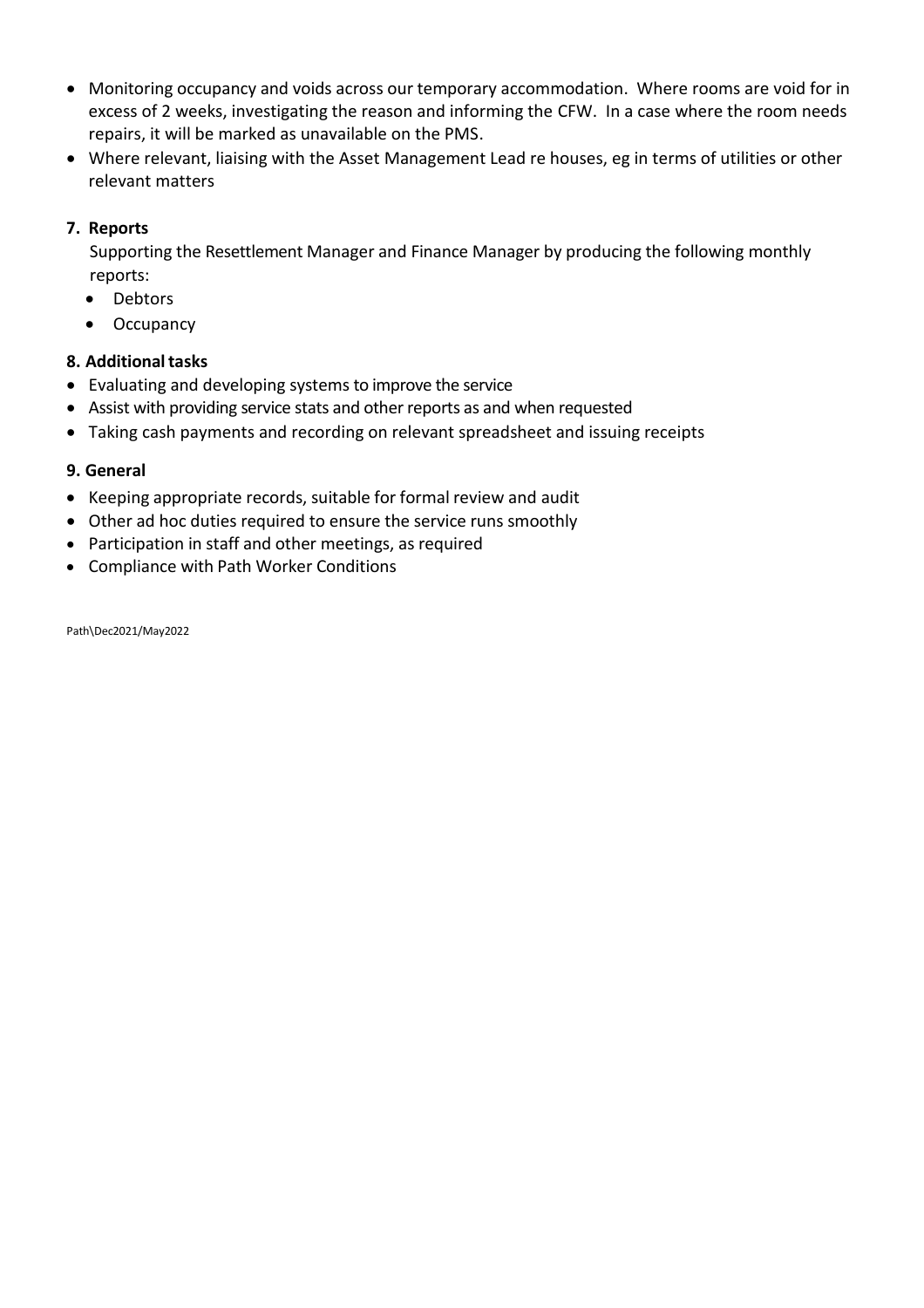- Monitoring occupancy and voids across our temporary accommodation. Where rooms are void for in excess of 2 weeks, investigating the reason and informing the CFW. In a case where the room needs repairs, it will be marked as unavailable on the PMS.
- Where relevant, liaising with the Asset Management Lead re houses, eg in terms of utilities or other relevant matters

**7. Reports**

Supporting the Resettlement Manager and Finance Manager by producing the following monthly reports:

- Debtors
- Occupancy

**8. Additional tasks**

- Evaluating and developing systems to improve the service
- Assist with providing service stats and other reports as and when requested
- Taking cash payments and recording on relevant spreadsheet and issuing receipts

**9. General**

- Keeping appropriate records, suitable for formal review and audit
- Other ad hoc duties required to ensure the service runs smoothly
- Participation in staff and other meetings, as required
- Compliance with Path Worker Conditions

Path\Dec2021/May2022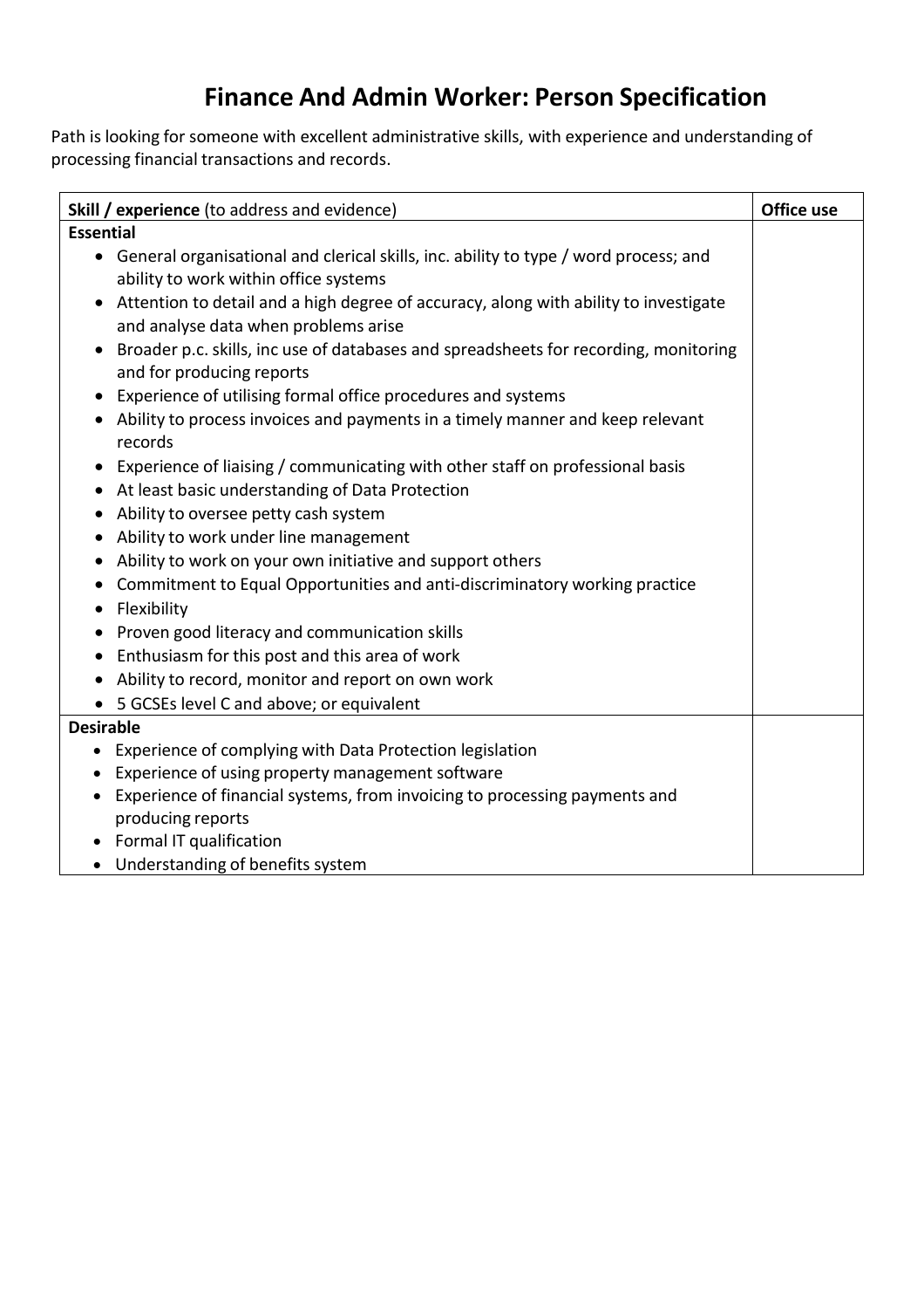# Finance And Admin Worker: Person Specification

Path is looking for someone with excellent administrative skills, with experience and understanding of processing financial transactions and records.

| **Skill / experience** (to address and evidence) | **Office use** |
|---|---|
| **Essential** | |
| • General organisational and clerical skills, inc. ability to type / word process; and ability to work within office systems<br>• Attention to detail and a high degree of accuracy, along with ability to investigate and analyse data when problems arise<br>• Broader p.c. skills, inc use of databases and spreadsheets for recording, monitoring and for producing reports<br>• Experience of utilising formal office procedures and systems<br>• Ability to process invoices and payments in a timely manner and keep relevant records<br>• Experience of liaising / communicating with other staff on professional basis<br>• At least basic understanding of Data Protection<br>• Ability to oversee petty cash system<br>• Ability to work under line management<br>• Ability to work on your own initiative and support others<br>• Commitment to Equal Opportunities and anti-discriminatory working practice<br>• Flexibility<br>• Proven good literacy and communication skills<br>• Enthusiasm for this post and this area of work<br>• Ability to record, monitor and report on own work<br>• 5 GCSEs level C and above; or equivalent | |
| **Desirable** | |
| • Experience of complying with Data Protection legislation<br>• Experience of using property management software<br>• Experience of financial systems, from invoicing to processing payments and producing reports<br>• Formal IT qualification<br>• Understanding of benefits system | |